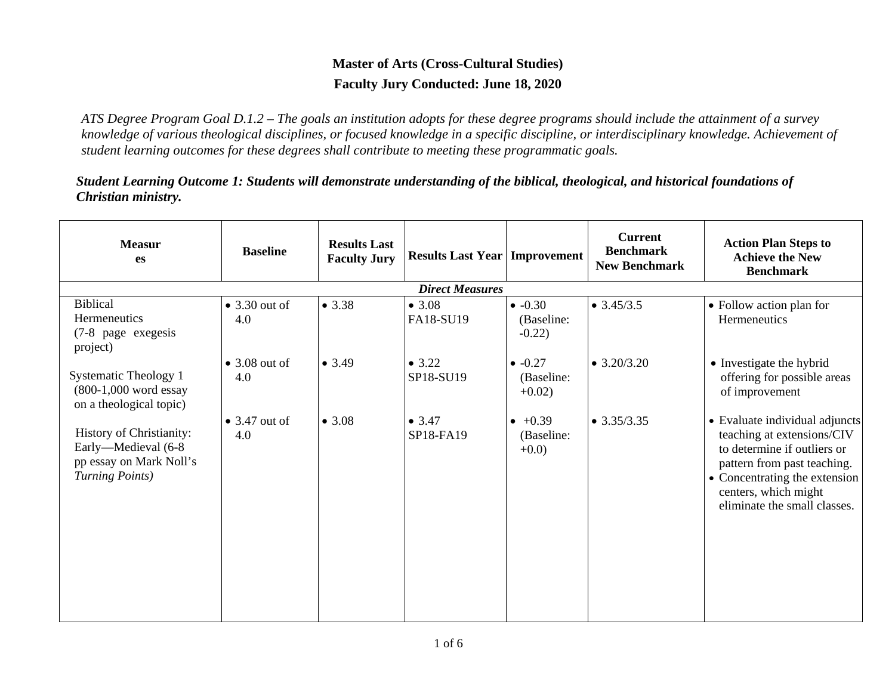**Master of Arts (Cross-Cultural Studies)**

**Faculty Jury Conducted: June 18, 2020**

*ATS Degree Program Goal D.1.2 – The goals an institution adopts for these degree programs should include the attainment of a survey knowledge of various theological disciplines, or focused knowledge in a specific discipline, or interdisciplinary knowledge. Achievement of student learning outcomes for these degrees shall contribute to meeting these programmatic goals.*

***Student Learning Outcome 1: Students will demonstrate understanding of the biblical, theological, and historical foundations of Christian ministry.***

| Measures | Baseline | Results Last Faculty Jury | Results Last Year | Improvement | Current Benchmark New Benchmark | Action Plan Steps to Achieve the New Benchmark |
|---|---|---|---|---|---|---|
| ***Direct Measures*** | | | | | | |
| Biblical Hermeneutics (7-8 page exegesis project) | • 3.30 out of 4.0 | • 3.38 | • 3.08 FA18-SU19 | • -0.30 (Baseline: -0.22) | • 3.45/3.5 | • Follow action plan for Hermeneutics |
| Systematic Theology 1 (800-1,000 word essay on a theological topic) | • 3.08 out of 4.0 | • 3.49 | • 3.22 SP18-SU19 | • -0.27 (Baseline: +0.02) | • 3.20/3.20 | • Investigate the hybrid offering for possible areas of improvement |
| History of Christianity: Early—Medieval (6-8 pp essay on Mark Noll's *Turning Points)* | • 3.47 out of 4.0 | • 3.08 | • 3.47 SP18-FA19 | • +0.39 (Baseline: +0.0) | • 3.35/3.35 | • Evaluate individual adjuncts teaching at extensions/CIV to determine if outliers or pattern from past teaching. • Concentrating the extension centers, which might eliminate the small classes. |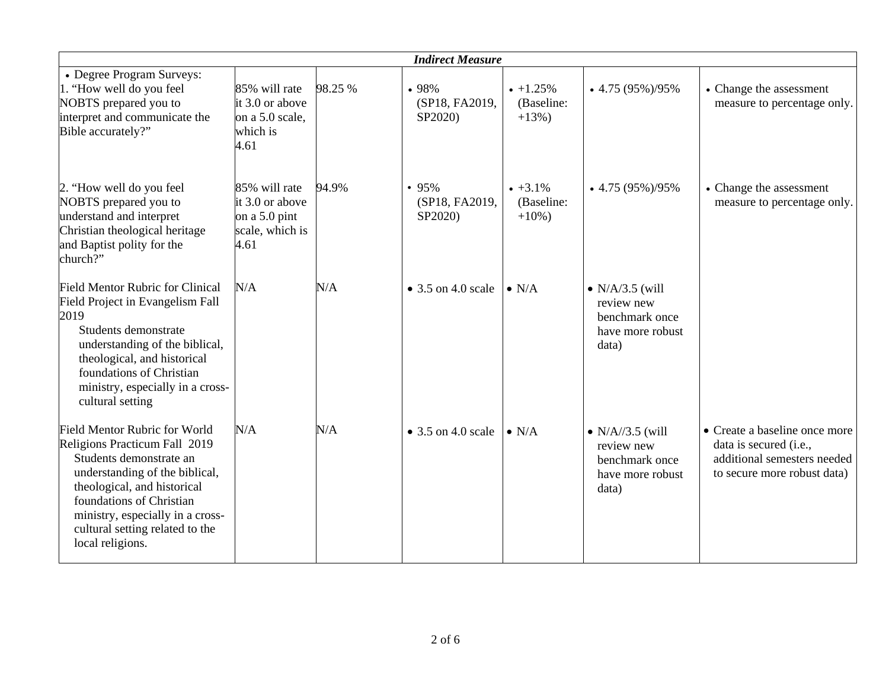| *Indirect Measure* | | | | | | |
|---|---|---|---|---|---|---|
| • Degree Program Surveys:<br>1. "How well do you feel NOBTS prepared you to interpret and communicate the Bible accurately?" | 85% will rate it 3.0 or above on a 5.0 scale, which is 4.61 | 98.25 % | • 98% (SP18, FA2019, SP2020) | • +1.25% (Baseline: +13%) | • 4.75 (95%)/95% | • Change the assessment measure to percentage only. |
| 2. "How well do you feel NOBTS prepared you to understand and interpret Christian theological heritage and Baptist polity for the church?" | 85% will rate it 3.0 or above on a 5.0 pint scale, which is 4.61 | 94.9% | • 95% (SP18, FA2019, SP2020) | • +3.1% (Baseline: +10%) | • 4.75 (95%)/95% | • Change the assessment measure to percentage only. |
| Field Mentor Rubric for Clinical Field Project in Evangelism Fall 2019<br>Students demonstrate understanding of the biblical, theological, and historical foundations of Christian ministry, especially in a cross-cultural setting | N/A | N/A | • 3.5 on 4.0 scale | • N/A | • N/A/3.5 (will review new benchmark once have more robust data) | |
| Field Mentor Rubric for World Religions Practicum Fall 2019<br>Students demonstrate an understanding of the biblical, theological, and historical foundations of Christian ministry, especially in a cross-cultural setting related to the local religions. | N/A | N/A | • 3.5 on 4.0 scale | • N/A | • N/A//3.5 (will review new benchmark once have more robust data) | • Create a baseline once more data is secured (i.e., additional semesters needed to secure more robust data) |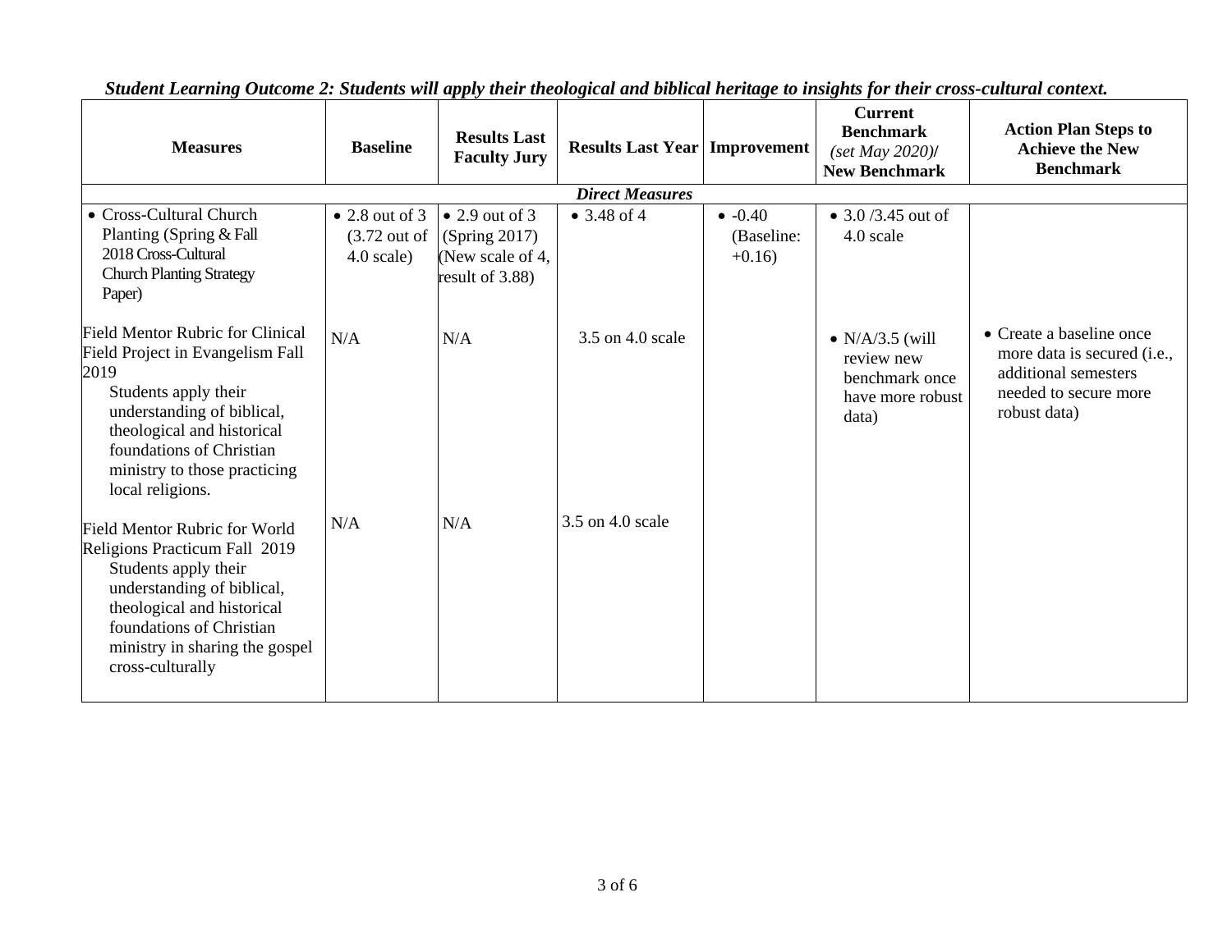***Student Learning Outcome 2: Students will apply their theological and biblical heritage to insights for their cross-cultural context.***

| Measures | Baseline | Results Last Faculty Jury | Results Last Year | Improvement | Current Benchmark *(set May 2020)*/ New Benchmark | Action Plan Steps to Achieve the New Benchmark |
|---|---|---|---|---|---|---|
| ***Direct Measures*** | | | | | | |
| • Cross-Cultural Church Planting (Spring & Fall 2018 Cross-Cultural Church Planting Strategy Paper) | • 2.8 out of 3 (3.72 out of 4.0 scale) | • 2.9 out of 3 (Spring 2017) (New scale of 4, result of 3.88) | • 3.48 of 4 | • -0.40 (Baseline: +0.16) | • 3.0 /3.45 out of 4.0 scale | |
| Field Mentor Rubric for Clinical Field Project in Evangelism Fall 2019<br>Students apply their understanding of biblical, theological and historical foundations of Christian ministry to those practicing local religions. | N/A | N/A | 3.5 on 4.0 scale | | • N/A/3.5 (will review new benchmark once have more robust data) | • Create a baseline once more data is secured (i.e., additional semesters needed to secure more robust data) |
| Field Mentor Rubric for World Religions Practicum Fall 2019<br>Students apply their understanding of biblical, theological and historical foundations of Christian ministry in sharing the gospel cross-culturally | N/A | N/A | 3.5 on 4.0 scale | | | |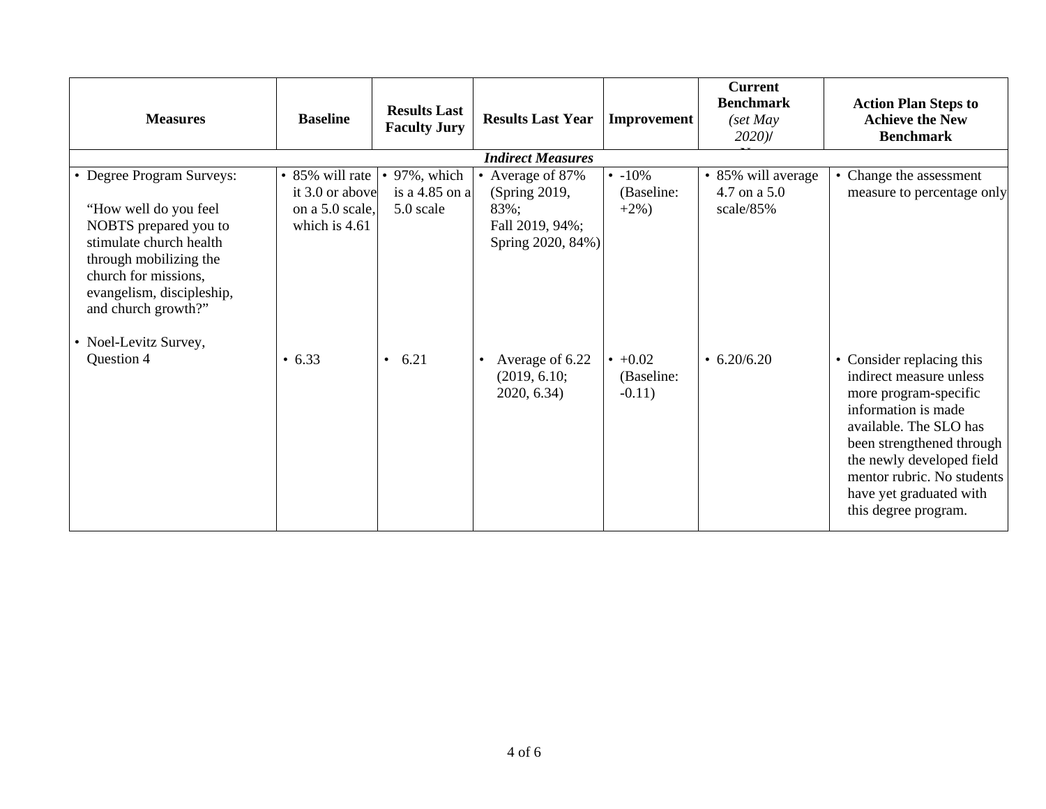| Measures | Baseline | Results Last Faculty Jury | Results Last Year | Improvement | Current Benchmark *(set May 2020)*/ N | Action Plan Steps to Achieve the New Benchmark |
|---|---|---|---|---|---|---|
| ***Indirect Measures*** | | | | | | |
| • Degree Program Surveys: "How well do you feel NOBTS prepared you to stimulate church health through mobilizing the church for missions, evangelism, discipleship, and church growth?" | • 85% will rate it 3.0 or above on a 5.0 scale, which is 4.61 | • 97%, which is a 4.85 on a 5.0 scale | • Average of 87% (Spring 2019, 83%; Fall 2019, 94%; Spring 2020, 84%) | • -10% (Baseline: +2%) | • 85% will average 4.7 on a 5.0 scale/85% | • Change the assessment measure to percentage only |
| • Noel-Levitz Survey, Question 4 | • 6.33 | • 6.21 | • Average of 6.22 (2019, 6.10; 2020, 6.34) | • +0.02 (Baseline: -0.11) | • 6.20/6.20 | • Consider replacing this indirect measure unless more program-specific information is made available. The SLO has been strengthened through the newly developed field mentor rubric. No students have yet graduated with this degree program. |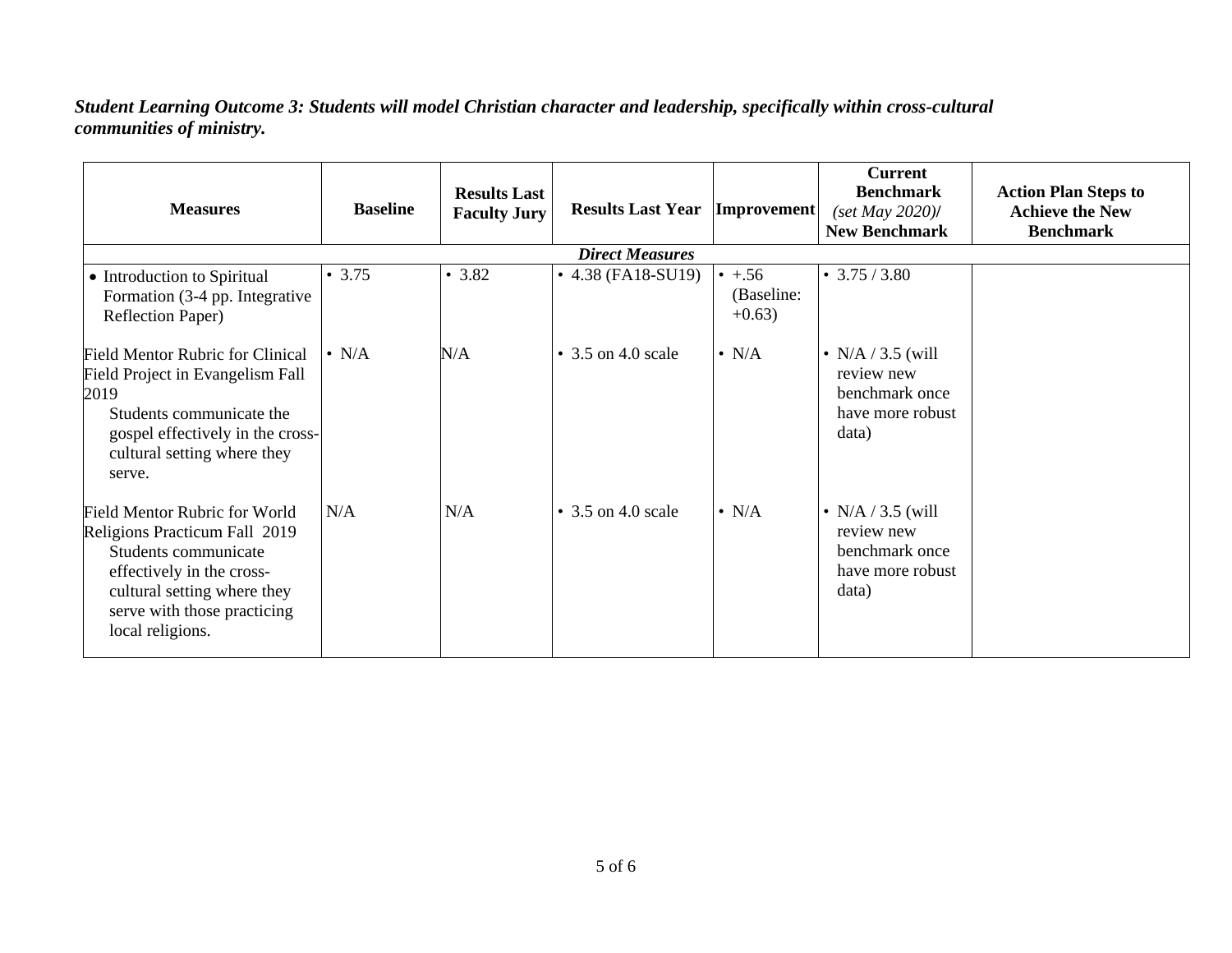***Student Learning Outcome 3: Students will model Christian character and leadership, specifically within cross-cultural communities of ministry.***

| Measures | Baseline | Results Last Faculty Jury | Results Last Year | Improvement | Current Benchmark *(set May 2020)*/ New Benchmark | Action Plan Steps to Achieve the New Benchmark |
|---|---|---|---|---|---|---|
| ***Direct Measures*** | | | | | | |
| • Introduction to Spiritual Formation (3-4 pp. Integrative Reflection Paper) | • 3.75 | • 3.82 | • 4.38 (FA18-SU19) | • +.56 (Baseline: +0.63) | • 3.75 / 3.80 | |
| Field Mentor Rubric for Clinical Field Project in Evangelism Fall 2019 Students communicate the gospel effectively in the cross-cultural setting where they serve. | • N/A | N/A | • 3.5 on 4.0 scale | • N/A | • N/A / 3.5 (will review new benchmark once have more robust data) | |
| Field Mentor Rubric for World Religions Practicum Fall 2019 Students communicate effectively in the cross-cultural setting where they serve with those practicing local religions. | N/A | N/A | • 3.5 on 4.0 scale | • N/A | • N/A / 3.5 (will review new benchmark once have more robust data) | |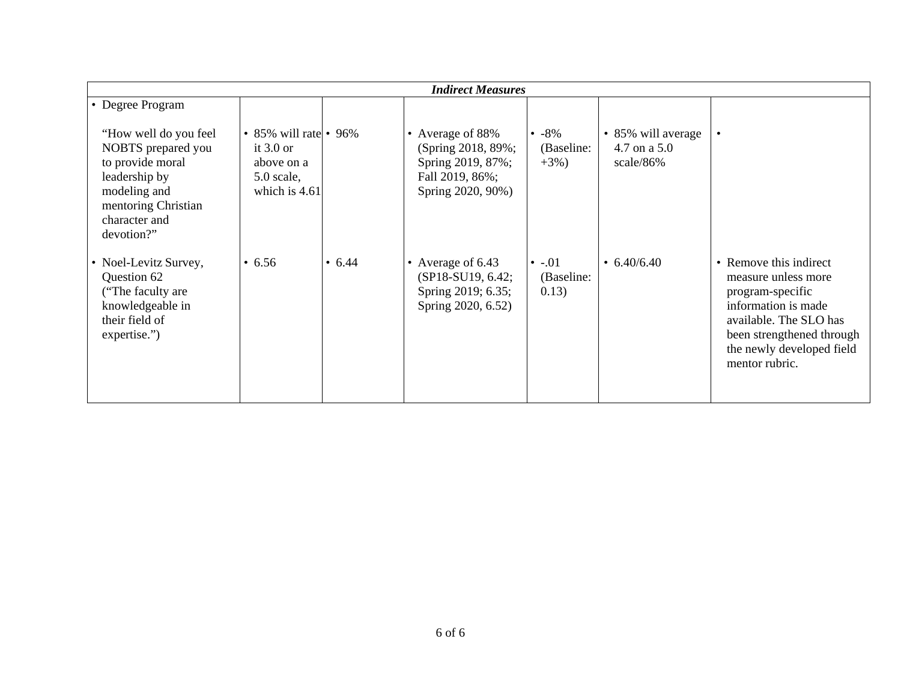| *Indirect Measures* | | | | | | |
|---|---|---|---|---|---|---|
| • Degree Program<br><br>"How well do you feel NOBTS prepared you to provide moral leadership by modeling and mentoring Christian character and devotion?" | • 85% will rate it 3.0 or above on a 5.0 scale, which is 4.61 | • 96% | • Average of 88% (Spring 2018, 89%; Spring 2019, 87%; Fall 2019, 86%; Spring 2020, 90%) | • -8% (Baseline: +3%) | • 85% will average 4.7 on a 5.0 scale/86% | • |
| • Noel-Levitz Survey, Question 62 ("The faculty are knowledgeable in their field of expertise.") | • 6.56 | • 6.44 | • Average of 6.43 (SP18-SU19, 6.42; Spring 2019; 6.35; Spring 2020, 6.52) | • -.01 (Baseline: 0.13) | • 6.40/6.40 | • Remove this indirect measure unless more program-specific information is made available. The SLO has been strengthened through the newly developed field mentor rubric. |